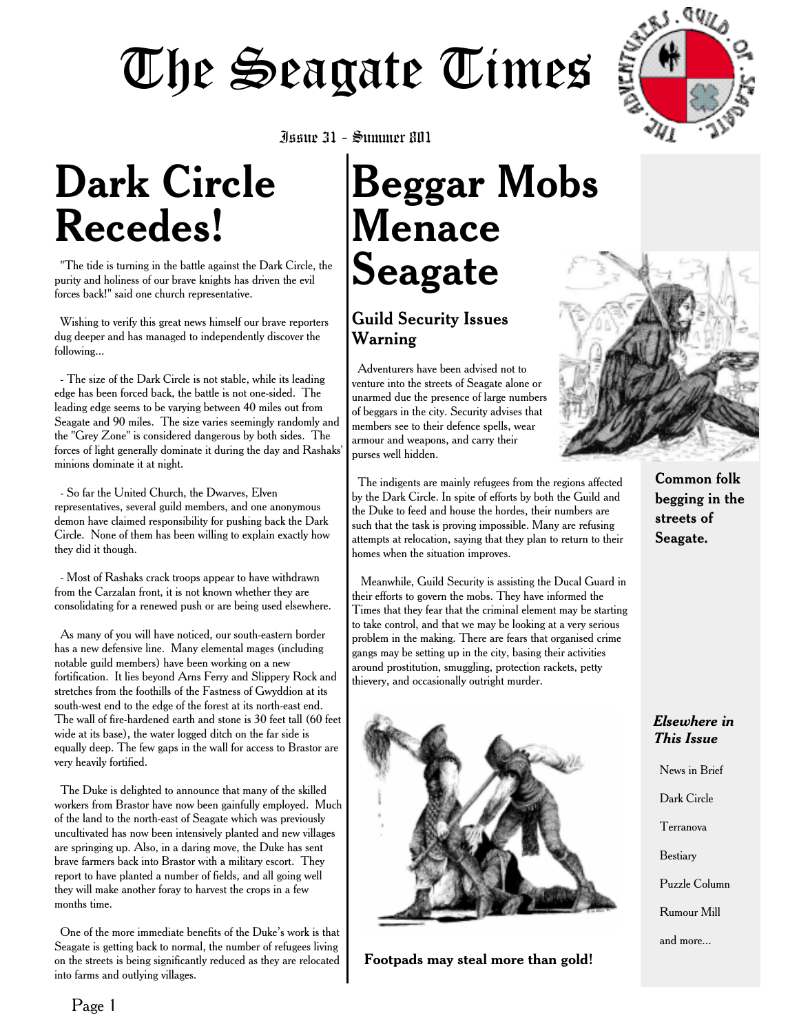# The Seagate Times

Issue 31 - Summer 801

## Dark Circle Recedes!

"The tide is turning in the battle against the Dark Circle, the purity and holiness of our brave knights has driven the evil forces back!" said one church representative.

Wishing to verify this great news himself our brave reporters dug deeper and has managed to independently discover the following...

- The size of the Dark Circle is not stable, while its leading edge has been forced back, the battle is not one-sided. The leading edge seems to be varying between 40 miles out from Seagate and 90 miles. The size varies seemingly randomly and the "Grey Zone" is considered dangerous by both sides. The forces of light generally dominate it during the day and Rashaks' minions dominate it at night.

- So far the United Church, the Dwarves, Elven representatives, several guild members, and one anonymous demon have claimed responsibility for pushing back the Dark Circle. None of them has been willing to explain exactly how they did it though.

- Most of Rashaks crack troops appear to have withdrawn from the Carzalan front, it is not known whether they are consolidating for a renewed push or are being used elsewhere.

As many of you will have noticed, our south-eastern border has a new defensive line. Many elemental mages (including notable guild members) have been working on a new fortification. It lies beyond Arns Ferry and Slippery Rock and stretches from the foothills of the Fastness of Gwyddion at its south-west end to the edge of the forest at its north-east end. The wall of fire-hardened earth and stone is 30 feet tall (60 feet wide at its base), the water logged ditch on the far side is equally deep. The few gaps in the wall for access to Brastor are very heavily fortified.

The Duke is delighted to announce that many of the skilled workers from Brastor have now been gainfully employed. Much of the land to the north-east of Seagate which was previously uncultivated has now been intensively planted and new villages are springing up. Also, in a daring move, the Duke has sent brave farmers back into Brastor with a military escort. They report to have planted a number of fields, and all going well they will make another foray to harvest the crops in a few months time.

One of the more immediate benefits of the Duke's work is that Seagate is getting back to normal, the number of refugees living on the streets is being significantly reduced as they are relocated into farms and outlying villages.

## Beggar Mobs Menace Seagate

### Guild Security Issues Warning

Adventurers have been advised not to venture into the streets of Seagate alone or unarmed due the presence of large numbers of beggars in the city. Security advises that members see to their defence spells, wear armour and weapons, and carry their purses well hidden.

**Common folk begging in the streets of Seagate.**

The indigents are mainly refugees from the regions affected by the Dark Circle. In spite of efforts by both the Guild and the Duke to feed and house the hordes, their numbers are such that the task is proving impossible. Many are refusing attempts at relocation, saying that they plan to return to their homes when the situation improves.

Meanwhile, Guild Security is assisting the Ducal Guard in their efforts to govern the mobs. They have informed the Times that they fear that the criminal element may be starting to take control, and that we may be looking at a very serious problem in the making. There are fears that organised crime gangs may be setting up in the city, basing their activities around prostitution, smuggling, protection rackets, petty thievery, and occasionally outright murder.

**Footpads may steal more than gold!**

***Elsewhere in This Issue***

- News in Brief
- Dark Circle
- Terranova
- Bestiary
- Puzzle Column
- Rumour Mill
- and more...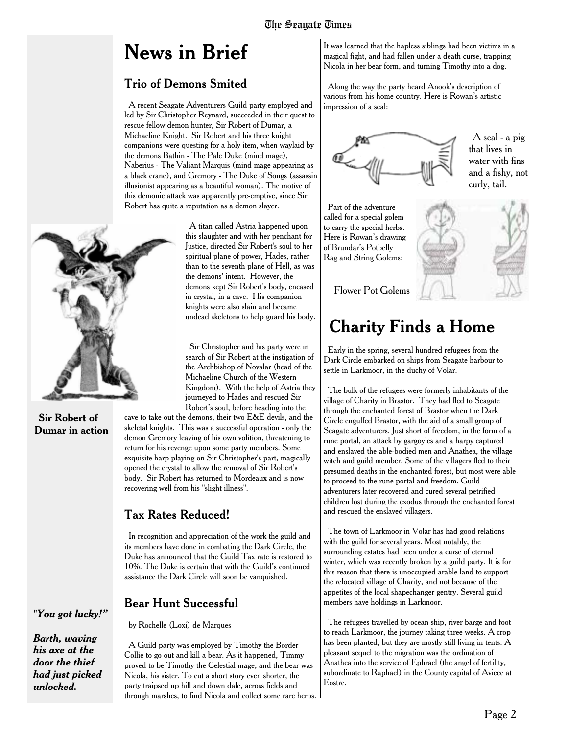# News in Brief

## Trio of Demons Smited

A recent Seagate Adventurers Guild party employed and led by Sir Christopher Reynard, succeeded in their quest to rescue fellow demon hunter, Sir Robert of Dumar, a Michaeline Knight. Sir Robert and his three knight companions were questing for a holy item, when waylaid by the demons Bathin - The Pale Duke (mind mage), Naberius - The Valiant Marquis (mind mage appearing as a black crane), and Gremory - The Duke of Songs (assassin illusionist appearing as a beautiful woman). The motive of this demonic attack was apparently pre-emptive, since Sir Robert has quite a reputation as a demon slayer.

A titan called Astria happened upon this slaughter and with her penchant for Justice, directed Sir Robert's soul to her spiritual plane of power, Hades, rather than to the seventh plane of Hell, as was the demons' intent. However, the demons kept Sir Robert's body, encased in crystal, in a cave. His companion knights were also slain and became undead skeletons to help guard his body.

**Sir Robert of Dumar in action**

Sir Christopher and his party were in search of Sir Robert at the instigation of the Archbishop of Novalar (head of the Michaeline Church of the Western Kingdom). With the help of Astria they journeyed to Hades and rescued Sir Robert's soul, before heading into the cave to take out the demons, their two E&E devils, and the skeletal knights. This was a successful operation - only the demon Gremory leaving of his own volition, threatening to return for his revenge upon some party members. Some exquisite harp playing on Sir Christopher's part, magically opened the crystal to allow the removal of Sir Robert's body. Sir Robert has returned to Mordeaux and is now recovering well from his "slight illness".

## Tax Rates Reduced!

In recognition and appreciation of the work the guild and its members have done in combating the Dark Circle, the Duke has announced that the Guild Tax rate is restored to 10%. The Duke is certain that with the Guild's continued assistance the Dark Circle will soon be vanquished.

*"**You got lucky!"***

***Barth, waving his axe at the door the thief had just picked unlocked.***

## Bear Hunt Successful

by Rochelle (Loxi) de Marques

A Guild party was employed by Timothy the Border Collie to go out and kill a bear. As it happened, Timmy proved to be Timothy the Celestial mage, and the bear was Nicola, his sister. To cut a short story even shorter, the party traipsed up hill and down dale, across fields and through marshes, to find Nicola and collect some rare herbs. It was learned that the hapless siblings had been victims in a magical fight, and had fallen under a death curse, trapping Nicola in her bear form, and turning Timothy into a dog.

Along the way the party heard Anook's description of various from his home country. Here is Rowan's artistic impression of a seal:

A seal - a pig that lives in water with fins and a fishy, not curly, tail.

Part of the adventure called for a special golem to carry the special herbs. Here is Rowan's drawing of Brundar's Potbelly Rag and String Golems:

Flower Pot Golems

# Charity Finds a Home

Early in the spring, several hundred refugees from the Dark Circle embarked on ships from Seagate harbour to settle in Larkmoor, in the duchy of Volar.

The bulk of the refugees were formerly inhabitants of the village of Charity in Brastor. They had fled to Seagate through the enchanted forest of Brastor when the Dark Circle engulfed Brastor, with the aid of a small group of Seagate adventurers. Just short of freedom, in the form of a rune portal, an attack by gargoyles and a harpy captured and enslaved the able-bodied men and Anathea, the village witch and guild member. Some of the villagers fled to their presumed deaths in the enchanted forest, but most were able to proceed to the rune portal and freedom. Guild adventurers later recovered and cured several petrified children lost during the exodus through the enchanted forest and rescued the enslaved villagers.

The town of Larkmoor in Volar has had good relations with the guild for several years. Most notably, the surrounding estates had been under a curse of eternal winter, which was recently broken by a guild party. It is for this reason that there is unoccupied arable land to support the relocated village of Charity, and not because of the appetites of the local shapechanger gentry. Several guild members have holdings in Larkmoor.

The refugees travelled by ocean ship, river barge and foot to reach Larkmoor, the journey taking three weeks. A crop has been planted, but they are mostly still living in tents. A pleasant sequel to the migration was the ordination of Anathea into the service of Ephrael (the angel of fertility, subordinate to Raphael) in the County capital of Aviece at Eostre.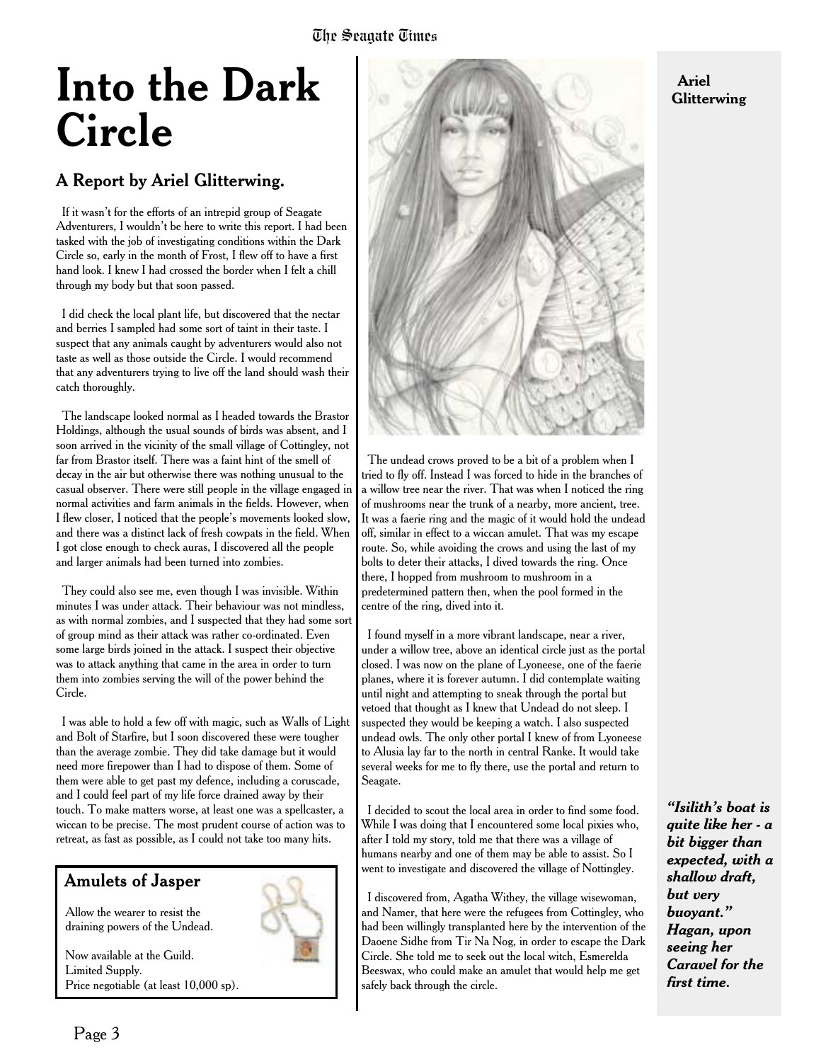# Into the Dark Circle

## A Report by Ariel Glitterwing.

If it wasn't for the efforts of an intrepid group of Seagate Adventurers, I wouldn't be here to write this report. I had been tasked with the job of investigating conditions within the Dark Circle so, early in the month of Frost, I flew off to have a first hand look. I knew I had crossed the border when I felt a chill through my body but that soon passed.

I did check the local plant life, but discovered that the nectar and berries I sampled had some sort of taint in their taste. I suspect that any animals caught by adventurers would also not taste as well as those outside the Circle. I would recommend that any adventurers trying to live off the land should wash their catch thoroughly.

The landscape looked normal as I headed towards the Brastor Holdings, although the usual sounds of birds was absent, and I soon arrived in the vicinity of the small village of Cottingley, not far from Brastor itself. There was a faint hint of the smell of decay in the air but otherwise there was nothing unusual to the casual observer. There were still people in the village engaged in normal activities and farm animals in the fields. However, when I flew closer, I noticed that the people's movements looked slow, and there was a distinct lack of fresh cowpats in the field. When I got close enough to check auras, I discovered all the people and larger animals had been turned into zombies.

They could also see me, even though I was invisible. Within minutes I was under attack. Their behaviour was not mindless, as with normal zombies, and I suspected that they had some sort of group mind as their attack was rather co-ordinated. Even some large birds joined in the attack. I suspect their objective was to attack anything that came in the area in order to turn them into zombies serving the will of the power behind the Circle.

I was able to hold a few off with magic, such as Walls of Light and Bolt of Starfire, but I soon discovered these were tougher than the average zombie. They did take damage but it would need more firepower than I had to dispose of them. Some of them were able to get past my defence, including a coruscade, and I could feel part of my life force drained away by their touch. To make matters worse, at least one was a spellcaster, a wiccan to be precise. The most prudent course of action was to retreat, as fast as possible, as I could not take too many hits.

The undead crows proved to be a bit of a problem when I tried to fly off. Instead I was forced to hide in the branches of a willow tree near the river. That was when I noticed the ring of mushrooms near the trunk of a nearby, more ancient, tree. It was a faerie ring and the magic of it would hold the undead off, similar in effect to a wiccan amulet. That was my escape route. So, while avoiding the crows and using the last of my bolts to deter their attacks, I dived towards the ring. Once there, I hopped from mushroom to mushroom in a predetermined pattern then, when the pool formed in the centre of the ring, dived into it.

I found myself in a more vibrant landscape, near a river, under a willow tree, above an identical circle just as the portal closed. I was now on the plane of Lyoneese, one of the faerie planes, where it is forever autumn. I did contemplate waiting until night and attempting to sneak through the portal but vetoed that thought as I knew that Undead do not sleep. I suspected they would be keeping a watch. I also suspected undead owls. The only other portal I knew of from Lyoneese to Alusia lay far to the north in central Ranke. It would take several weeks for me to fly there, use the portal and return to Seagate.

I decided to scout the local area in order to find some food. While I was doing that I encountered some local pixies who, after I told my story, told me that there was a village of humans nearby and one of them may be able to assist. So I went to investigate and discovered the village of Nottingley.

I discovered from, Agatha Withey, the village wisewoman, and Namer, that here were the refugees from Cottingley, who had been willingly transplanted here by the intervention of the Daoene Sidhe from Tir Na Nog, in order to escape the Dark Circle. She told me to seek out the local witch, Esmerelda Beeswax, who could make an amulet that would help me get safely back through the circle.

**Ariel Glitterwing**

### Amulets of Jasper

Allow the wearer to resist the draining powers of the Undead.

Now available at the Guild.
Limited Supply.
Price negotiable (at least 10,000 sp).

***"Isilith's boat is quite like her - a bit bigger than expected, with a shallow draft, but very buoyant." Hagan, upon seeing her Caravel for the first time.***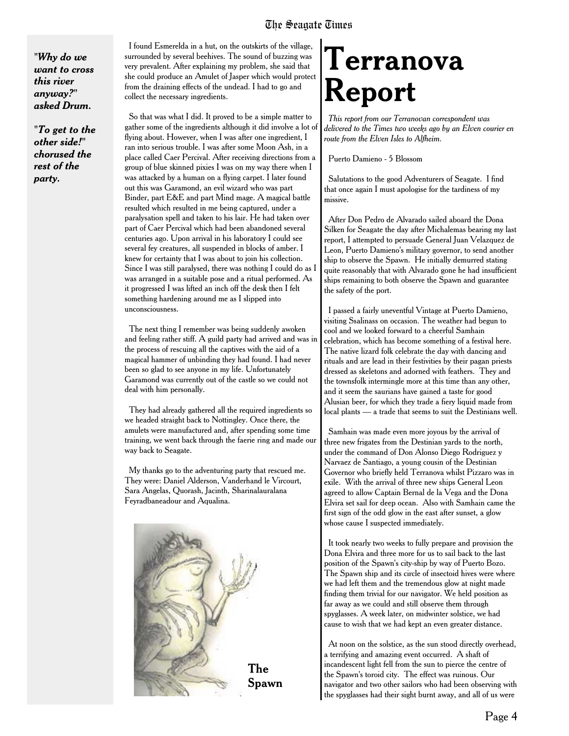*"Why do we want to cross this river anyway?" asked Drum.*

*"To get to the other side!" chorused the rest of the party.*

I found Esmerelda in a hut, on the outskirts of the village, surrounded by several beehives. The sound of buzzing was very prevalent. After explaining my problem, she said that she could produce an Amulet of Jasper which would protect from the draining effects of the undead. I had to go and collect the necessary ingredients.

So that was what I did. It proved to be a simple matter to gather some of the ingredients although it did involve a lot of flying about. However, when I was after one ingredient, I ran into serious trouble. I was after some Moon Ash, in a place called Caer Percival. After receiving directions from a group of blue skinned pixies I was on my way there when I was attacked by a human on a flying carpet. I later found out this was Garamond, an evil wizard who was part Binder, part E&E and part Mind mage. A magical battle resulted which resulted in me being captured, under a paralysation spell and taken to his lair. He had taken over part of Caer Percival which had been abandoned several centuries ago. Upon arrival in his laboratory I could see several fey creatures, all suspended in blocks of amber. I knew for certainty that I was about to join his collection. Since I was still paralysed, there was nothing I could do as I was arranged in a suitable pose and a ritual performed. As it progressed I was lifted an inch off the desk then I felt something hardening around me as I slipped into unconsciousness.

The next thing I remember was being suddenly awoken and feeling rather stiff. A guild party had arrived and was in the process of rescuing all the captives with the aid of a magical hammer of unbinding they had found. I had never been so glad to see anyone in my life. Unfortunately Garamond was currently out of the castle so we could not deal with him personally.

They had already gathered all the required ingredients so we headed straight back to Nottingley. Once there, the amulets were manufactured and, after spending some time training, we went back through the faerie ring and made our way back to Seagate.

My thanks go to the adventuring party that rescued me. They were: Daniel Alderson, Vanderhand le Vircourt, Sara Angelas, Quorash, Jacinth, Sharinalauralana Feyradbaneadour and Aqualina.

**The Spawn**

# Terranova Report

*This report from our Terranovan correspondent was delivered to the Times two weeks ago by an Elven courier en route from the Elven Isles to Alfheim.*

Puerto Damieno - 5 Blossom

Salutations to the good Adventurers of Seagate. I find that once again I must apologise for the tardiness of my missive.

After Don Pedro de Alvarado sailed aboard the Dona Silken for Seagate the day after Michalemas bearing my last report, I attempted to persuade General Juan Velazquez de Leon, Puerto Damieno's military governor, to send another ship to observe the Spawn. He initially demurred stating quite reasonably that with Alvarado gone he had insufficient ships remaining to both observe the Spawn and guarantee the safety of the port.

I passed a fairly uneventful Vintage at Puerto Damieno, visiting Ssalinass on occasion. The weather had begun to cool and we looked forward to a cheerful Samhain celebration, which has become something of a festival here. The native lizard folk celebrate the day with dancing and rituals and are lead in their festivities by their pagan priests dressed as skeletons and adorned with feathers. They and the townsfolk intermingle more at this time than any other, and it seem the saurians have gained a taste for good Alusian beer, for which they trade a fiery liquid made from local plants — a trade that seems to suit the Destinians well.

Samhain was made even more joyous by the arrival of three new frigates from the Destinian yards to the north, under the command of Don Alonso Diego Rodriguez y Narvaez de Santiago, a young cousin of the Destinian Governor who briefly held Terranova whilst Pizzaro was in exile. With the arrival of three new ships General Leon agreed to allow Captain Bernal de la Vega and the Dona Elvira set sail for deep ocean. Also with Samhain came the first sign of the odd glow in the east after sunset, a glow whose cause I suspected immediately.

It took nearly two weeks to fully prepare and provision the Dona Elvira and three more for us to sail back to the last position of the Spawn's city-ship by way of Puerto Bozo. The Spawn ship and its circle of insectoid hives were where we had left them and the tremendous glow at night made finding them trivial for our navigator. We held position as far away as we could and still observe them through spyglasses. A week later, on midwinter solstice, we had cause to wish that we had kept an even greater distance.

At noon on the solstice, as the sun stood directly overhead, a terrifying and amazing event occurred. A shaft of incandescent light fell from the sun to pierce the centre of the Spawn's toroid city. The effect was ruinous. Our navigator and two other sailors who had been observing with the spyglasses had their sight burnt away, and all of us were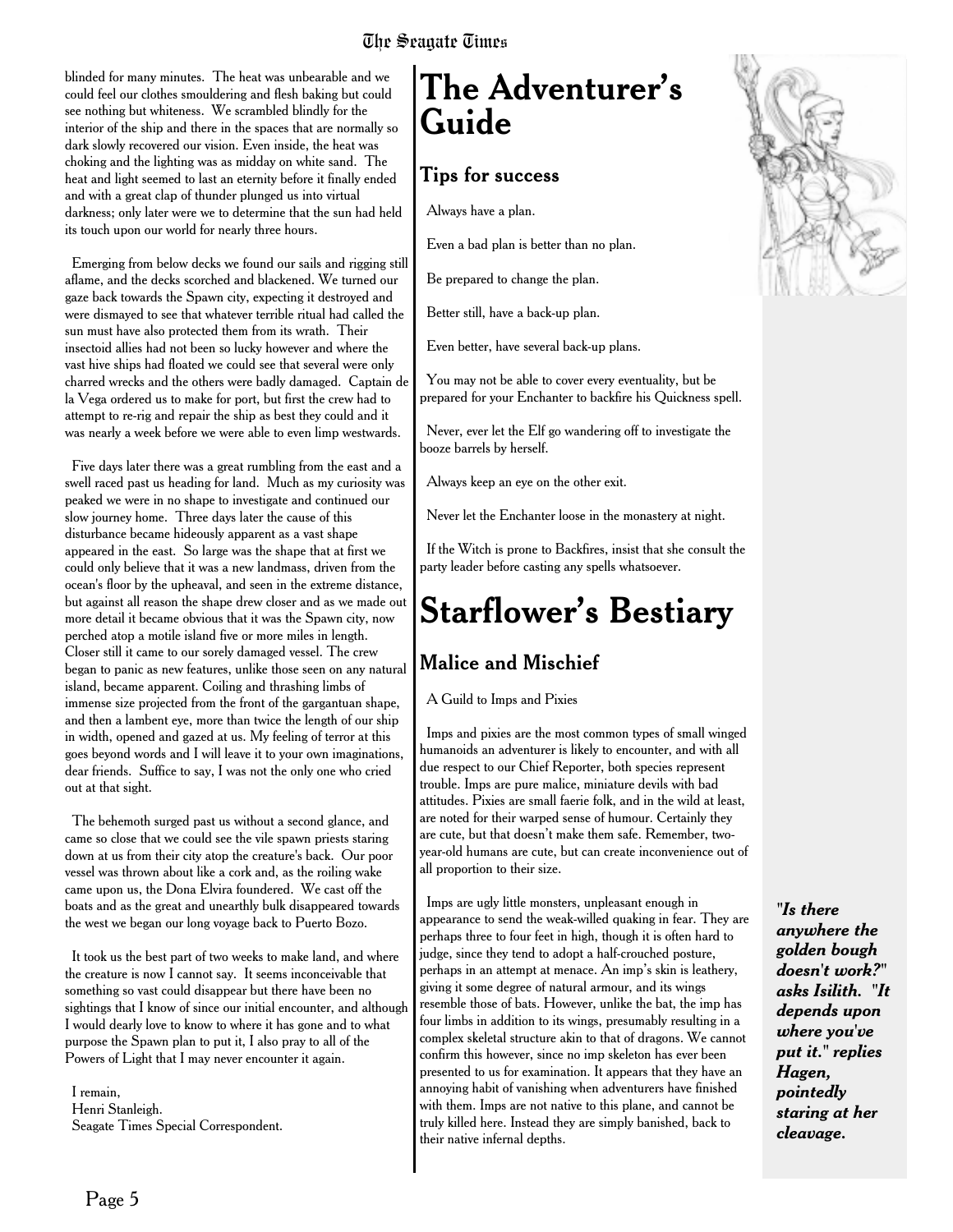blinded for many minutes. The heat was unbearable and we could feel our clothes smouldering and flesh baking but could see nothing but whiteness. We scrambled blindly for the interior of the ship and there in the spaces that are normally so dark slowly recovered our vision. Even inside, the heat was choking and the lighting was as midday on white sand. The heat and light seemed to last an eternity before it finally ended and with a great clap of thunder plunged us into virtual darkness; only later were we to determine that the sun had held its touch upon our world for nearly three hours.

Emerging from below decks we found our sails and rigging still aflame, and the decks scorched and blackened. We turned our gaze back towards the Spawn city, expecting it destroyed and were dismayed to see that whatever terrible ritual had called the sun must have also protected them from its wrath. Their insectoid allies had not been so lucky however and where the vast hive ships had floated we could see that several were only charred wrecks and the others were badly damaged. Captain de la Vega ordered us to make for port, but first the crew had to attempt to re-rig and repair the ship as best they could and it was nearly a week before we were able to even limp westwards.

Five days later there was a great rumbling from the east and a swell raced past us heading for land. Much as my curiosity was peaked we were in no shape to investigate and continued our slow journey home. Three days later the cause of this disturbance became hideously apparent as a vast shape appeared in the east. So large was the shape that at first we could only believe that it was a new landmass, driven from the ocean's floor by the upheaval, and seen in the extreme distance, but against all reason the shape drew closer and as we made out more detail it became obvious that it was the Spawn city, now perched atop a motile island five or more miles in length. Closer still it came to our sorely damaged vessel. The crew began to panic as new features, unlike those seen on any natural island, became apparent. Coiling and thrashing limbs of immense size projected from the front of the gargantuan shape, and then a lambent eye, more than twice the length of our ship in width, opened and gazed at us. My feeling of terror at this goes beyond words and I will leave it to your own imaginations, dear friends. Suffice to say, I was not the only one who cried out at that sight.

The behemoth surged past us without a second glance, and came so close that we could see the vile spawn priests staring down at us from their city atop the creature's back. Our poor vessel was thrown about like a cork and, as the roiling wake came upon us, the Dona Elvira foundered. We cast off the boats and as the great and unearthly bulk disappeared towards the west we began our long voyage back to Puerto Bozo.

It took us the best part of two weeks to make land, and where the creature is now I cannot say. It seems inconceivable that something so vast could disappear but there have been no sightings that I know of since our initial encounter, and although I would dearly love to know to where it has gone and to what purpose the Spawn plan to put it, I also pray to all of the Powers of Light that I may never encounter it again.

I remain,
Henri Stanleigh.
Seagate Times Special Correspondent.

# The Adventurer's Guide

## Tips for success

Always have a plan.

Even a bad plan is better than no plan.

Be prepared to change the plan.

Better still, have a back-up plan.

Even better, have several back-up plans.

You may not be able to cover every eventuality, but be prepared for your Enchanter to backfire his Quickness spell.

Never, ever let the Elf go wandering off to investigate the booze barrels by herself.

Always keep an eye on the other exit.

Never let the Enchanter loose in the monastery at night.

If the Witch is prone to Backfires, insist that she consult the party leader before casting any spells whatsoever.

# Starflower's Bestiary

## Malice and Mischief

A Guild to Imps and Pixies

Imps and pixies are the most common types of small winged humanoids an adventurer is likely to encounter, and with all due respect to our Chief Reporter, both species represent trouble. Imps are pure malice, miniature devils with bad attitudes. Pixies are small faerie folk, and in the wild at least, are noted for their warped sense of humour. Certainly they are cute, but that doesn't make them safe. Remember, two-year-old humans are cute, but can create inconvenience out of all proportion to their size.

Imps are ugly little monsters, unpleasant enough in appearance to send the weak-willed quaking in fear. They are perhaps three to four feet in high, though it is often hard to judge, since they tend to adopt a half-crouched posture, perhaps in an attempt at menace. An imp's skin is leathery, giving it some degree of natural armour, and its wings resemble those of bats. However, unlike the bat, the imp has four limbs in addition to its wings, presumably resulting in a complex skeletal structure akin to that of dragons. We cannot confirm this however, since no imp skeleton has ever been presented to us for examination. It appears that they have an annoying habit of vanishing when adventurers have finished with them. Imps are not native to this plane, and cannot be truly killed here. Instead they are simply banished, back to their native infernal depths.

***"Is there anywhere the golden bough doesn't work?" asks Isilith. "It depends upon where you've put it." replies Hagen, pointedly staring at her cleavage.***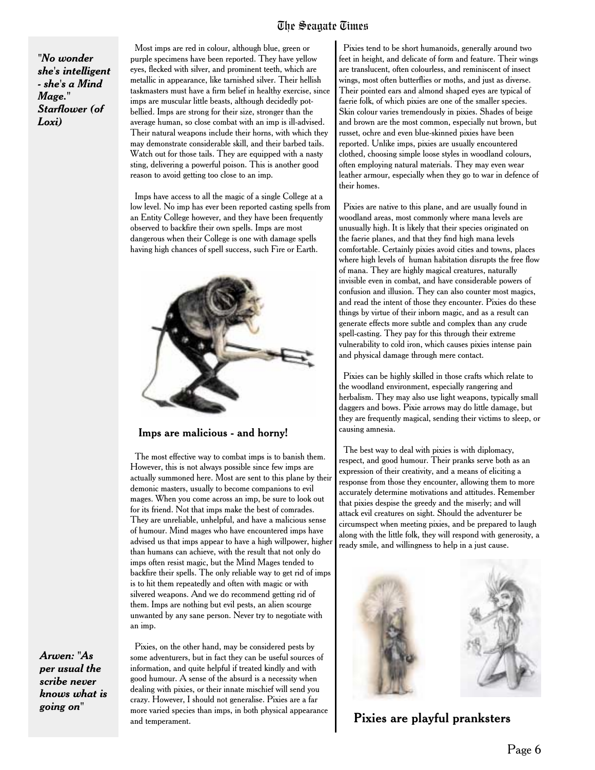*"No wonder she's intelligent - she's a Mind Mage." Starflower (of Loxi)*

Most imps are red in colour, although blue, green or purple specimens have been reported. They have yellow eyes, flecked with silver, and prominent teeth, which are metallic in appearance, like tarnished silver. Their hellish taskmasters must have a firm belief in healthy exercise, since imps are muscular little beasts, although decidedly pot-bellied. Imps are strong for their size, stronger than the average human, so close combat with an imp is ill-advised. Their natural weapons include their horns, with which they may demonstrate considerable skill, and their barbed tails. Watch out for those tails. They are equipped with a nasty sting, delivering a powerful poison. This is another good reason to avoid getting too close to an imp.

Imps have access to all the magic of a single College at a low level. No imp has ever been reported casting spells from an Entity College however, and they have been frequently observed to backfire their own spells. Imps are most dangerous when their College is one with damage spells having high chances of spell success, such Fire or Earth.

**Imps are malicious - and horny!**

The most effective way to combat imps is to banish them. However, this is not always possible since few imps are actually summoned here. Most are sent to this plane by their demonic masters, usually to become companions to evil mages. When you come across an imp, be sure to look out for its friend. Not that imps make the best of comrades. They are unreliable, unhelpful, and have a malicious sense of humour. Mind mages who have encountered imps have advised us that imps appear to have a high willpower, higher than humans can achieve, with the result that not only do imps often resist magic, but the Mind Mages tended to backfire their spells. The only reliable way to get rid of imps is to hit them repeatedly and often with magic or with silvered weapons. And we do recommend getting rid of them. Imps are nothing but evil pests, an alien scourge unwanted by any sane person. Never try to negotiate with an imp.

*Arwen: "As per usual the scribe never knows what is going on"*

Pixies, on the other hand, may be considered pests by some adventurers, but in fact they can be useful sources of information, and quite helpful if treated kindly and with good humour. A sense of the absurd is a necessity when dealing with pixies, or their innate mischief will send you crazy. However, I should not generalise. Pixies are a far more varied species than imps, in both physical appearance and temperament.

Pixies tend to be short humanoids, generally around two feet in height, and delicate of form and feature. Their wings are translucent, often colourless, and reminiscent of insect wings, most often butterflies or moths, and just as diverse. Their pointed ears and almond shaped eyes are typical of faerie folk, of which pixies are one of the smaller species. Skin colour varies tremendously in pixies. Shades of beige and brown are the most common, especially nut brown, but russet, ochre and even blue-skinned pixies have been reported. Unlike imps, pixies are usually encountered clothed, choosing simple loose styles in woodland colours, often employing natural materials. They may even wear leather armour, especially when they go to war in defence of their homes.

Pixies are native to this plane, and are usually found in woodland areas, most commonly where mana levels are unusually high. It is likely that their species originated on the faerie planes, and that they find high mana levels comfortable. Certainly pixies avoid cities and towns, places where high levels of human habitation disrupts the free flow of mana. They are highly magical creatures, naturally invisible even in combat, and have considerable powers of confusion and illusion. They can also counter most magics, and read the intent of those they encounter. Pixies do these things by virtue of their inborn magic, and as a result can generate effects more subtle and complex than any crude spell-casting. They pay for this through their extreme vulnerability to cold iron, which causes pixies intense pain and physical damage through mere contact.

Pixies can be highly skilled in those crafts which relate to the woodland environment, especially rangering and herbalism. They may also use light weapons, typically small daggers and bows. Pixie arrows may do little damage, but they are frequently magical, sending their victims to sleep, or causing amnesia.

The best way to deal with pixies is with diplomacy, respect, and good humour. Their pranks serve both as an expression of their creativity, and a means of eliciting a response from those they encounter, allowing them to more accurately determine motivations and attitudes. Remember that pixies despise the greedy and the miserly; and will attack evil creatures on sight. Should the adventurer be circumspect when meeting pixies, and be prepared to laugh along with the little folk, they will respond with generosity, a ready smile, and willingness to help in a just cause.

**Pixies are playful pranksters**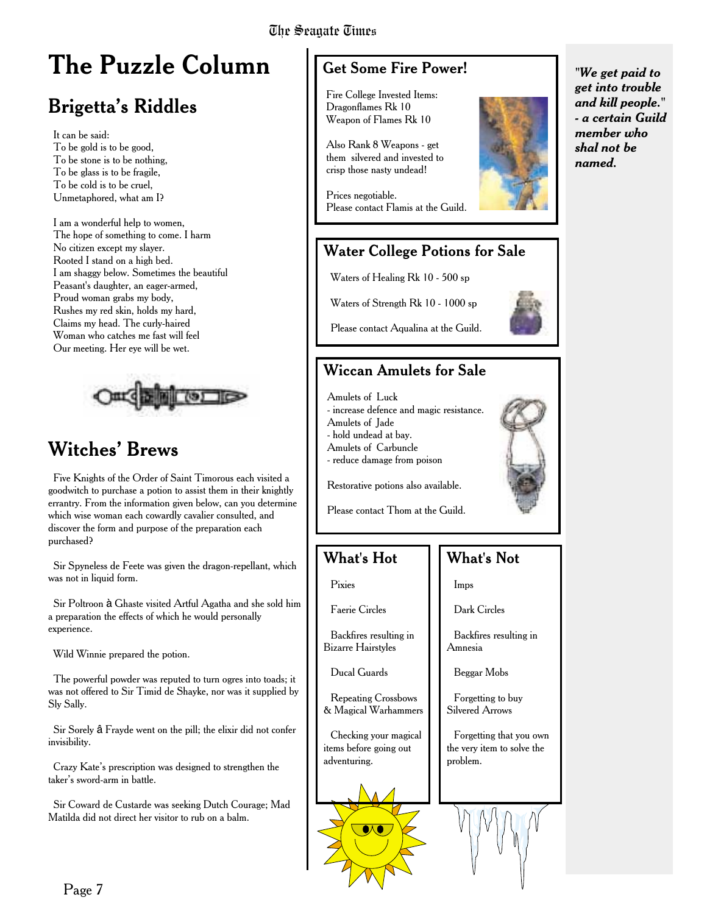# The Puzzle Column

## Brigetta's Riddles

It can be said:
To be gold is to be good,
To be stone is to be nothing,
To be glass is to be fragile,
To be cold is to be cruel,
Unmetaphored, what am I?

I am a wonderful help to women,
The hope of something to come. I harm
No citizen except my slayer.
Rooted I stand on a high bed.
I am shaggy below. Sometimes the beautiful
Peasant's daughter, an eager-armed,
Proud woman grabs my body,
Rushes my red skin, holds my hard,
Claims my head. The curly-haired
Woman who catches me fast will feel
Our meeting. Her eye will be wet.

## Witches' Brews

Five Knights of the Order of Saint Timorous each visited a goodwitch to purchase a potion to assist them in their knightly errantry. From the information given below, can you determine which wise woman each cowardly cavalier consulted, and discover the form and purpose of the preparation each purchased?

Sir Spyneless de Feete was given the dragon-repellant, which was not in liquid form.

Sir Poltroon à Ghaste visited Artful Agatha and she sold him a preparation the effects of which he would personally experience.

Wild Winnie prepared the potion.

The powerful powder was reputed to turn ogres into toads; it was not offered to Sir Timid de Shayke, nor was it supplied by Sly Sally.

Sir Sorely â Frayde went on the pill; the elixir did not confer invisibility.

Crazy Kate's prescription was designed to strengthen the taker's sword-arm in battle.

Sir Coward de Custarde was seeking Dutch Courage; Mad Matilda did not direct her visitor to rub on a balm.

## Get Some Fire Power!

Fire College Invested Items:
Dragonflames Rk 10
Weapon of Flames Rk 10

Also Rank 8 Weapons - get them silvered and invested to crisp those nasty undead!

Prices negotiable.
Please contact Flamis at the Guild.

## Water College Potions for Sale

Waters of Healing Rk 10 - 500 sp

Waters of Strength Rk 10 - 1000 sp

Please contact Aqualina at the Guild.

## Wiccan Amulets for Sale

Amulets of Luck
- increase defence and magic resistance.

Amulets of Jade
- hold undead at bay.

Amulets of Carbuncle
- reduce damage from poison

Restorative potions also available.

Please contact Thom at the Guild.

## What's Hot

Pixies

Faerie Circles

Backfires resulting in Bizarre Hairstyles

Ducal Guards

Repeating Crossbows & Magical Warhammers

Checking your magical items before going out adventuring.

## What's Not

Imps

Dark Circles

Backfires resulting in Amnesia

Beggar Mobs

Forgetting to buy Silvered Arrows

Forgetting that you own the very item to solve the problem.

***"We get paid to get into trouble and kill people." - a certain Guild member who shal not be named.***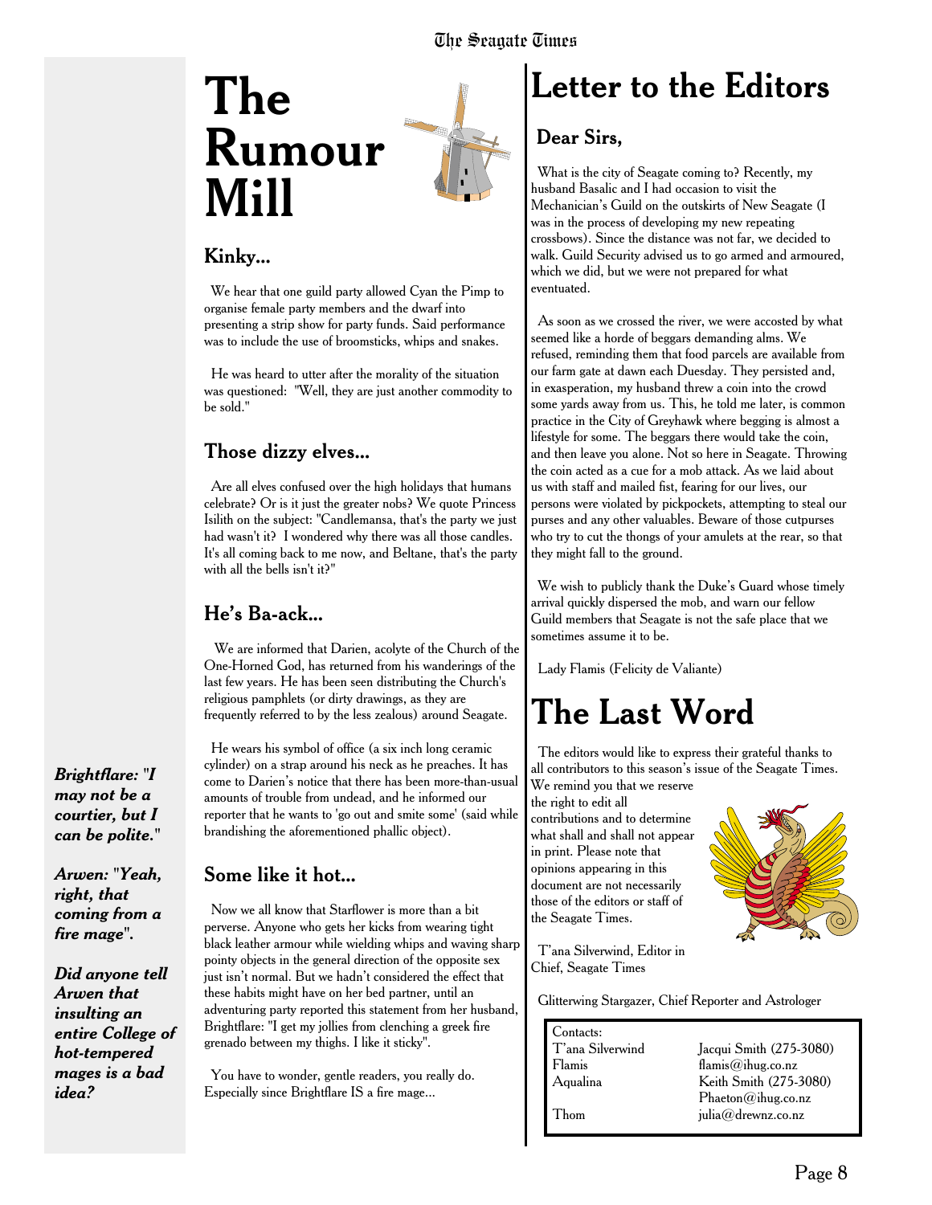# The Rumour Mill

## Kinky...

We hear that one guild party allowed Cyan the Pimp to organise female party members and the dwarf into presenting a strip show for party funds. Said performance was to include the use of broomsticks, whips and snakes.

He was heard to utter after the morality of the situation was questioned: "Well, they are just another commodity to be sold."

## Those dizzy elves...

Are all elves confused over the high holidays that humans celebrate? Or is it just the greater nobs? We quote Princess Isilith on the subject: "Candlemansa, that's the party we just had wasn't it? I wondered why there was all those candles. It's all coming back to me now, and Beltane, that's the party with all the bells isn't it?"

## He's Ba-ack...

We are informed that Darien, acolyte of the Church of the One-Horned God, has returned from his wanderings of the last few years. He has been seen distributing the Church's religious pamphlets (or dirty drawings, as they are frequently referred to by the less zealous) around Seagate.

He wears his symbol of office (a six inch long ceramic cylinder) on a strap around his neck as he preaches. It has come to Darien's notice that there has been more-than-usual amounts of trouble from undead, and he informed our reporter that he wants to 'go out and smite some' (said while brandishing the aforementioned phallic object).

## Some like it hot...

Now we all know that Starflower is more than a bit perverse. Anyone who gets her kicks from wearing tight black leather armour while wielding whips and waving sharp pointy objects in the general direction of the opposite sex just isn't normal. But we hadn't considered the effect that these habits might have on her bed partner, until an adventuring party reported this statement from her husband, Brightflare: "I get my jollies from clenching a greek fire grenado between my thighs. I like it sticky".

You have to wonder, gentle readers, you really do. Especially since Brightflare IS a fire mage...

***Brightflare: "I may not be a courtier, but I can be polite."***

***Arwen: "Yeah, right, that coming from a fire mage".***

***Did anyone tell Arwen that insulting an entire College of hot-tempered mages is a bad idea?***

# Letter to the Editors

## Dear Sirs,

What is the city of Seagate coming to? Recently, my husband Basalic and I had occasion to visit the Mechanician's Guild on the outskirts of New Seagate (I was in the process of developing my new repeating crossbows). Since the distance was not far, we decided to walk. Guild Security advised us to go armed and armoured, which we did, but we were not prepared for what eventuated.

As soon as we crossed the river, we were accosted by what seemed like a horde of beggars demanding alms. We refused, reminding them that food parcels are available from our farm gate at dawn each Duesday. They persisted and, in exasperation, my husband threw a coin into the crowd some yards away from us. This, he told me later, is common practice in the City of Greyhawk where begging is almost a lifestyle for some. The beggars there would take the coin, and then leave you alone. Not so here in Seagate. Throwing the coin acted as a cue for a mob attack. As we laid about us with staff and mailed fist, fearing for our lives, our persons were violated by pickpockets, attempting to steal our purses and any other valuables. Beware of those cutpurses who try to cut the thongs of your amulets at the rear, so that they might fall to the ground.

We wish to publicly thank the Duke's Guard whose timely arrival quickly dispersed the mob, and warn our fellow Guild members that Seagate is not the safe place that we sometimes assume it to be.

Lady Flamis (Felicity de Valiante)

# The Last Word

The editors would like to express their grateful thanks to all contributors to this season's issue of the Seagate Times. We remind you that we reserve the right to edit all contributions and to determine what shall and shall not appear in print. Please note that opinions appearing in this document are not necessarily those of the editors or staff of the Seagate Times.

T'ana Silverwind, Editor in Chief, Seagate Times

Glitterwing Stargazer, Chief Reporter and Astrologer

| Contacts: | |
|---|---|
| T'ana Silverwind | Jacqui Smith (275-3080) |
| Flamis | flamis@ihug.co.nz |
| Aqualina | Keith Smith (275-3080) |
| | Phaeton@ihug.co.nz |
| Thom | julia@drewnz.co.nz |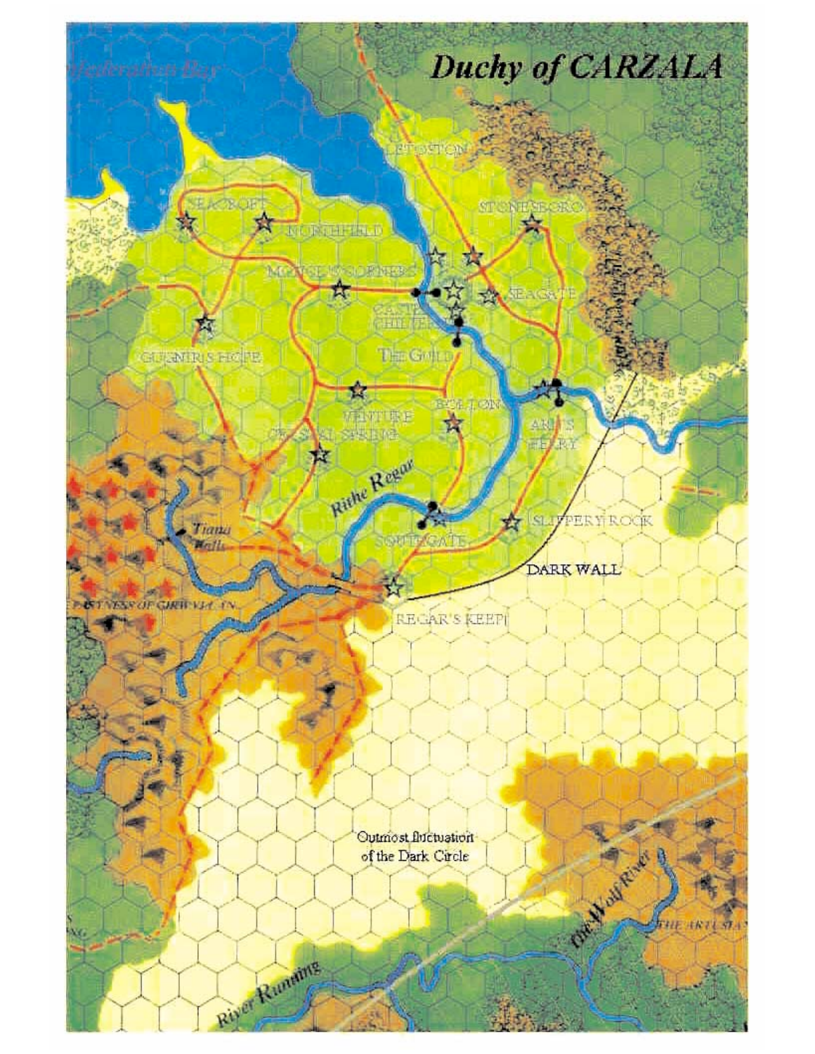# Duchy of CARZALA

Federation Bay

LETOSTON

SEACROFT

NORTHFIELD

STONESBORO

MOOSE'S CORNERS

SEAGATE

CASTLE CHILIER

GUENIR'S HOPE

THE GUILD

VENTURE

CRYSTAL SPRING

BOLTON

ANN'S FERRY

Rithe Regar

Tiana Falls

SOUTHGATE

SLIPPERY ROCK

DARK WALL

FASTNESS OF GIRWYLLAN

REGAR'S KEEP

Outmost fluctuation of the Dark Circle

The Wolf River

THE ARTUSIAN

River Running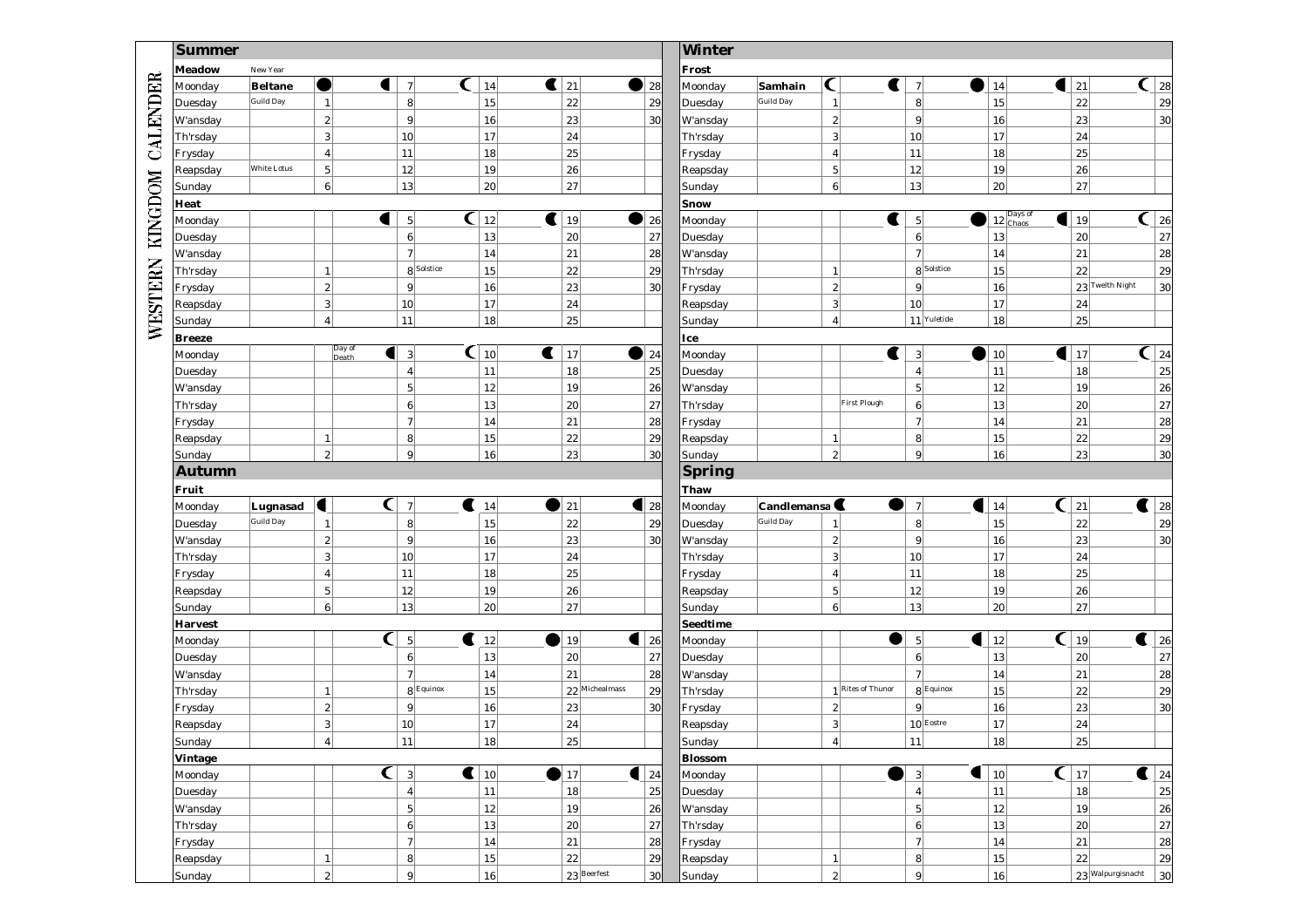# WESTERN KINGDOM CALENDER

## Summer

### Meadow

New Year

| | | | | | | | | | | |
|---|---|---|---|---|---|---|---|---|---|---|
| Moonday | **Beltane** | | | 7 | | 14 | | 21 | | 28 |
| Duesday | Guild Day | 1 | | 8 | | 15 | | 22 | | 29 |
| W'ansday | | 2 | | 9 | | 16 | | 23 | | 30 |
| Th'rsday | | 3 | | 10 | | 17 | | 24 | | |
| Frysday | | 4 | | 11 | | 18 | | 25 | | |
| Reapsday | White Lotus | 5 | | 12 | | 19 | | 26 | | |
| Sunday | | 6 | | 13 | | 20 | | 27 | | |

### Heat

| | | | | | | | | | | |
|---|---|---|---|---|---|---|---|---|---|---|
| Moonday | | | | 5 | | 12 | | 19 | | 26 |
| Duesday | | | | 6 | | 13 | | 20 | | 27 |
| W'ansday | | | | 7 | | 14 | | 21 | | 28 |
| Th'rsday | | 1 | | 8 | Solstice | 15 | | 22 | | 29 |
| Frysday | | 2 | | 9 | | 16 | | 23 | | 30 |
| Reapsday | | 3 | | 10 | | 17 | | 24 | | |
| Sunday | | 4 | | 11 | | 18 | | 25 | | |

### Breeze

| | | | | | | | | | | |
|---|---|---|---|---|---|---|---|---|---|---|
| Moonday | | | Day of Death | 3 | | 10 | | 17 | | 24 |
| Duesday | | | | 4 | | 11 | | 18 | | 25 |
| W'ansday | | | | 5 | | 12 | | 19 | | 26 |
| Th'rsday | | | | 6 | | 13 | | 20 | | 27 |
| Frysday | | | | 7 | | 14 | | 21 | | 28 |
| Reapsday | | 1 | | 8 | | 15 | | 22 | | 29 |
| Sunday | | 2 | | 9 | | 16 | | 23 | | 30 |

## Autumn

### Fruit

| | | | | | | | | | | |
|---|---|---|---|---|---|---|---|---|---|---|
| Moonday | **Lugnasad** | | | 7 | | 14 | | 21 | | 28 |
| Duesday | Guild Day | 1 | | 8 | | 15 | | 22 | | 29 |
| W'ansday | | 2 | | 9 | | 16 | | 23 | | 30 |
| Th'rsday | | 3 | | 10 | | 17 | | 24 | | |
| Frysday | | 4 | | 11 | | 18 | | 25 | | |
| Reapsday | | 5 | | 12 | | 19 | | 26 | | |
| Sunday | | 6 | | 13 | | 20 | | 27 | | |

### Harvest

| | | | | | | | | | | |
|---|---|---|---|---|---|---|---|---|---|---|
| Moonday | | | | 5 | | 12 | | 19 | | 26 |
| Duesday | | | | 6 | | 13 | | 20 | | 27 |
| W'ansday | | | | 7 | | 14 | | 21 | | 28 |
| Th'rsday | | 1 | | 8 | Equinox | 15 | | 22 | Michealmass | 29 |
| Frysday | | 2 | | 9 | | 16 | | 23 | | 30 |
| Reapsday | | 3 | | 10 | | 17 | | 24 | | |
| Sunday | | 4 | | 11 | | 18 | | 25 | | |

### Vintage

| | | | | | | | | | | |
|---|---|---|---|---|---|---|---|---|---|---|
| Moonday | | | | 3 | | 10 | | 17 | | 24 |
| Duesday | | | | 4 | | 11 | | 18 | | 25 |
| W'ansday | | | | 5 | | 12 | | 19 | | 26 |
| Th'rsday | | | | 6 | | 13 | | 20 | | 27 |
| Frysday | | | | 7 | | 14 | | 21 | | 28 |
| Reapsday | | 1 | | 8 | | 15 | | 22 | | 29 |
| Sunday | | 2 | | 9 | | 16 | | 23 | Beerfest | 30 |

## Winter

### Frost

| | | | | | | | | | | |
|---|---|---|---|---|---|---|---|---|---|---|
| Moonday | **Samhain** | | | 7 | | 14 | | 21 | | 28 |
| Duesday | Guild Day | 1 | | 8 | | 15 | | 22 | | 29 |
| W'ansday | | 2 | | 9 | | 16 | | 23 | | 30 |
| Th'rsday | | 3 | | 10 | | 17 | | 24 | | |
| Frysday | | 4 | | 11 | | 18 | | 25 | | |
| Reapsday | | 5 | | 12 | | 19 | | 26 | | |
| Sunday | | 6 | | 13 | | 20 | | 27 | | |

### Snow

| | | | | | | | | | | |
|---|---|---|---|---|---|---|---|---|---|---|
| Moonday | | | | 5 | | 12 | Days of Chaos | 19 | | 26 |
| Duesday | | | | 6 | | 13 | | 20 | | 27 |
| W'ansday | | | | 7 | | 14 | | 21 | | 28 |
| Th'rsday | | 1 | | 8 | Solstice | 15 | | 22 | | 29 |
| Frysday | | 2 | | 9 | | 16 | | 23 | Twelth Night | 30 |
| Reapsday | | 3 | | 10 | | 17 | | 24 | | |
| Sunday | | 4 | | 11 | Yuletide | 18 | | 25 | | |

### Ice

| | | | | | | | | | | |
|---|---|---|---|---|---|---|---|---|---|---|
| Moonday | | | | 3 | | 10 | | 17 | | 24 |
| Duesday | | | | 4 | | 11 | | 18 | | 25 |
| W'ansday | | | | 5 | | 12 | | 19 | | 26 |
| Th'rsday | | | First Plough | 6 | | 13 | | 20 | | 27 |
| Frysday | | | | 7 | | 14 | | 21 | | 28 |
| Reapsday | | 1 | | 8 | | 15 | | 22 | | 29 |
| Sunday | | 2 | | 9 | | 16 | | 23 | | 30 |

## Spring

### Thaw

| | | | | | | | | | | |
|---|---|---|---|---|---|---|---|---|---|---|
| Moonday | **Candlemansa** | | | 7 | | 14 | | 21 | | 28 |
| Duesday | Guild Day | 1 | | 8 | | 15 | | 22 | | 29 |
| W'ansday | | 2 | | 9 | | 16 | | 23 | | 30 |
| Th'rsday | | 3 | | 10 | | 17 | | 24 | | |
| Frysday | | 4 | | 11 | | 18 | | 25 | | |
| Reapsday | | 5 | | 12 | | 19 | | 26 | | |
| Sunday | | 6 | | 13 | | 20 | | 27 | | |

### Seedtime

| | | | | | | | | | | |
|---|---|---|---|---|---|---|---|---|---|---|
| Moonday | | | | 5 | | 12 | | 19 | | 26 |
| Duesday | | | | 6 | | 13 | | 20 | | 27 |
| W'ansday | | | | 7 | | 14 | | 21 | | 28 |
| Th'rsday | | 1 | Rites of Thunor | 8 | Equinox | 15 | | 22 | | 29 |
| Frysday | | 2 | | 9 | | 16 | | 23 | | 30 |
| Reapsday | | 3 | | 10 | Eostre | 17 | | 24 | | |
| Sunday | | 4 | | 11 | | 18 | | 25 | | |

### Blossom

| | | | | | | | | | | |
|---|---|---|---|---|---|---|---|---|---|---|
| Moonday | | | | 3 | | 10 | | 17 | | 24 |
| Duesday | | | | 4 | | 11 | | 18 | | 25 |
| W'ansday | | | | 5 | | 12 | | 19 | | 26 |
| Th'rsday | | | | 6 | | 13 | | 20 | | 27 |
| Frysday | | | | 7 | | 14 | | 21 | | 28 |
| Reapsday | | 1 | | 8 | | 15 | | 22 | | 29 |
| Sunday | | 2 | | 9 | | 16 | | 23 | Walpurgisnacht | 30 |